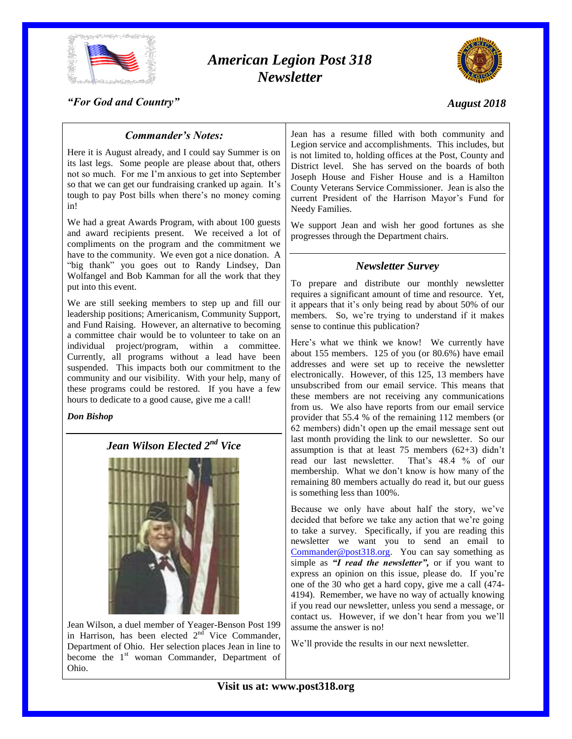# *American Legion Post 318 Newsletter*

*"For God and Country"*

*August 2018*

### *Commander's Notes:*

Here it is August already, and I could say Summer is on its last legs. Some people are please about that, others not so much. For me I'm anxious to get into September so that we can get our fundraising cranked up again. It's tough to pay Post bills when there's no money coming in!

We had a great Awards Program, with about 100 guests and award recipients present. We received a lot of compliments on the program and the commitment we have to the community. We even got a nice donation. A "big thank" you goes out to Randy Lindsey, Dan Wolfangel and Bob Kamman for all the work that they put into this event.

We are still seeking members to step up and fill our leadership positions; Americanism, Community Support, and Fund Raising. However, an alternative to becoming a committee chair would be to volunteer to take on an individual project/program, within a committee. Currently, all programs without a lead have been suspended. This impacts both our commitment to the community and our visibility. With your help, many of these programs could be restored. If you have a few hours to dedicate to a good cause, give me a call!

***Don Bishop***

### *Jean Wilson Elected 2nd Vice*

Jean Wilson, a duel member of Yeager-Benson Post 199 in Harrison, has been elected 2nd Vice Commander, Department of Ohio. Her selection places Jean in line to become the 1st woman Commander, Department of Ohio.

Jean has a resume filled with both community and Legion service and accomplishments. This includes, but is not limited to, holding offices at the Post, County and District level. She has served on the boards of both Joseph House and Fisher House and is a Hamilton County Veterans Service Commissioner. Jean is also the current President of the Harrison Mayor's Fund for Needy Families.

We support Jean and wish her good fortunes as she progresses through the Department chairs.

### *Newsletter Survey*

To prepare and distribute our monthly newsletter requires a significant amount of time and resource. Yet, it appears that it's only being read by about 50% of our members. So, we're trying to understand if it makes sense to continue this publication?

Here's what we think we know! We currently have about 155 members. 125 of you (or 80.6%) have email addresses and were set up to receive the newsletter electronically. However, of this 125, 13 members have unsubscribed from our email service. This means that these members are not receiving any communications from us. We also have reports from our email service provider that 55.4 % of the remaining 112 members (or 62 members) didn't open up the email message sent out last month providing the link to our newsletter. So our assumption is that at least 75 members (62+3) didn't read our last newsletter. That's 48.4 % of our membership. What we don't know is how many of the remaining 80 members actually do read it, but our guess is something less than 100%.

Because we only have about half the story, we've decided that before we take any action that we're going to take a survey. Specifically, if you are reading this newsletter we want you to send an email to Commander@post318.org. You can say something as simple as ***"I read the newsletter",*** or if you want to express an opinion on this issue, please do. If you're one of the 30 who get a hard copy, give me a call (474-4194). Remember, we have no way of actually knowing if you read our newsletter, unless you send a message, or contact us. However, if we don't hear from you we'll assume the answer is no!

We'll provide the results in our next newsletter.

**Visit us at: www.post318.org**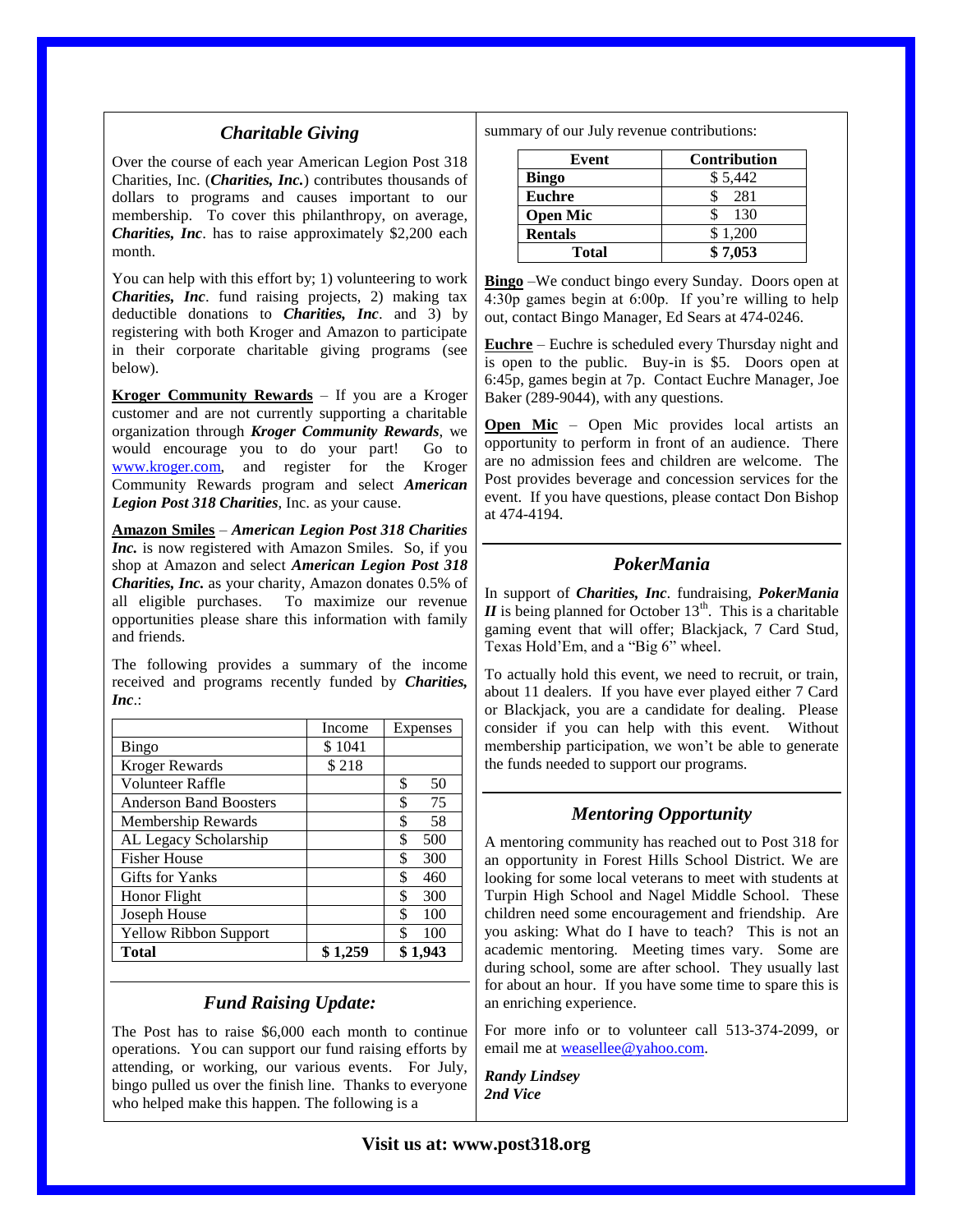## *Charitable Giving*

Over the course of each year American Legion Post 318 Charities, Inc. (***Charities, Inc.***) contributes thousands of dollars to programs and causes important to our membership. To cover this philanthropy, on average, ***Charities, Inc***. has to raise approximately $2,200 each month.

You can help with this effort by; 1) volunteering to work ***Charities, Inc***. fund raising projects, 2) making tax deductible donations to ***Charities, Inc***. and 3) by registering with both Kroger and Amazon to participate in their corporate charitable giving programs (see below).

**Kroger Community Rewards** – If you are a Kroger customer and are not currently supporting a charitable organization through ***Kroger Community Rewards***, we would encourage you to do your part! Go to www.kroger.com, and register for the Kroger Community Rewards program and select ***American Legion Post 318 Charities***, Inc. as your cause.

**Amazon Smiles** – ***American Legion Post 318 Charities Inc.*** is now registered with Amazon Smiles. So, if you shop at Amazon and select ***American Legion Post 318 Charities, Inc.*** as your charity, Amazon donates 0.5% of all eligible purchases. To maximize our revenue opportunities please share this information with family and friends.

The following provides a summary of the income received and programs recently funded by ***Charities, Inc***.:

| | Income | Expenses |
|---|---|---|
| Bingo | $ 1041 | |
| Kroger Rewards | $ 218 | |
| Volunteer Raffle | | $ 50 |
| Anderson Band Boosters | | $ 75 |
| Membership Rewards | | $ 58 |
| AL Legacy Scholarship | | $ 500 |
| Fisher House | | $ 300 |
| Gifts for Yanks | | $ 460 |
| Honor Flight | | $ 300 |
| Joseph House | | $ 100 |
| Yellow Ribbon Support | | $ 100 |
| **Total** | **$ 1,259** | **$ 1,943** |

## *Fund Raising Update:*

The Post has to raise $6,000 each month to continue operations. You can support our fund raising efforts by attending, or working, our various events. For July, bingo pulled us over the finish line. Thanks to everyone who helped make this happen. The following is a summary of our July revenue contributions:

| Event | Contribution |
|---|---|
| **Bingo** | $ 5,442 |
| **Euchre** | $ 281 |
| **Open Mic** | $ 130 |
| **Rentals** | $ 1,200 |
| **Total** | **$ 7,053** |

**Bingo** –We conduct bingo every Sunday. Doors open at 4:30p games begin at 6:00p. If you're willing to help out, contact Bingo Manager, Ed Sears at 474-0246.

**Euchre** – Euchre is scheduled every Thursday night and is open to the public. Buy-in is $5. Doors open at 6:45p, games begin at 7p. Contact Euchre Manager, Joe Baker (289-9044), with any questions.

**Open Mic** – Open Mic provides local artists an opportunity to perform in front of an audience. There are no admission fees and children are welcome. The Post provides beverage and concession services for the event. If you have questions, please contact Don Bishop at 474-4194.

## *PokerMania*

In support of ***Charities, Inc***. fundraising, ***PokerMania II*** is being planned for October 13th. This is a charitable gaming event that will offer; Blackjack, 7 Card Stud, Texas Hold'Em, and a "Big 6" wheel.

To actually hold this event, we need to recruit, or train, about 11 dealers. If you have ever played either 7 Card or Blackjack, you are a candidate for dealing. Please consider if you can help with this event. Without membership participation, we won't be able to generate the funds needed to support our programs.

## *Mentoring Opportunity*

A mentoring community has reached out to Post 318 for an opportunity in Forest Hills School District. We are looking for some local veterans to meet with students at Turpin High School and Nagel Middle School. These children need some encouragement and friendship. Are you asking: What do I have to teach? This is not an academic mentoring. Meeting times vary. Some are during school, some are after school. They usually last for about an hour. If you have some time to spare this is an enriching experience.

For more info or to volunteer call 513-374-2099, or email me at weasellee@yahoo.com.

***Randy Lindsey***
***2nd Vice***

**Visit us at: www.post318.org**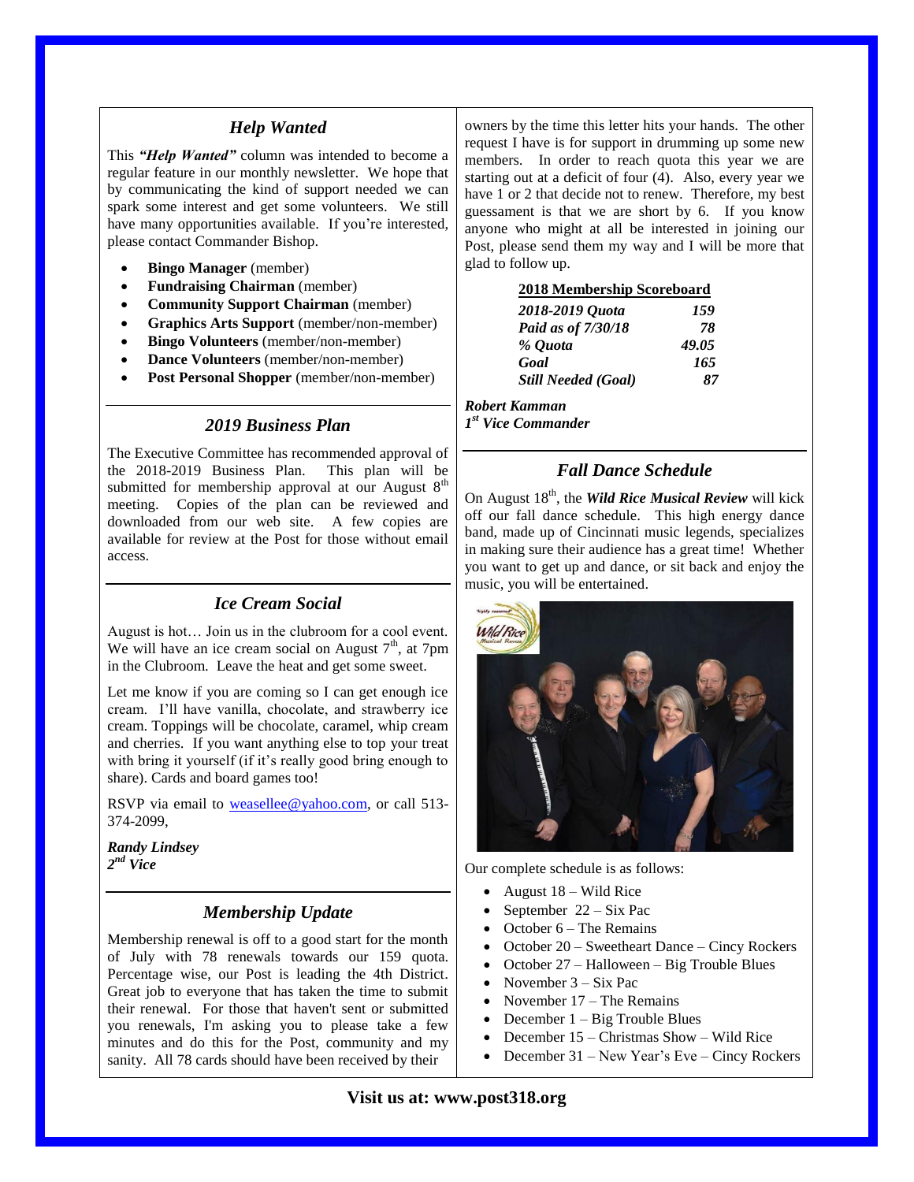## *Help Wanted*

This ***"Help Wanted"*** column was intended to become a regular feature in our monthly newsletter. We hope that by communicating the kind of support needed we can spark some interest and get some volunteers. We still have many opportunities available. If you're interested, please contact Commander Bishop.

- **Bingo Manager** (member)
- **Fundraising Chairman** (member)
- **Community Support Chairman** (member)
- **Graphics Arts Support** (member/non-member)
- **Bingo Volunteers** (member/non-member)
- **Dance Volunteers** (member/non-member)
- **Post Personal Shopper** (member/non-member)

## *2019 Business Plan*

The Executive Committee has recommended approval of the 2018-2019 Business Plan. This plan will be submitted for membership approval at our August 8th meeting. Copies of the plan can be reviewed and downloaded from our web site. A few copies are available for review at the Post for those without email access.

## *Ice Cream Social*

August is hot… Join us in the clubroom for a cool event. We will have an ice cream social on August 7th, at 7pm in the Clubroom. Leave the heat and get some sweet.

Let me know if you are coming so I can get enough ice cream. I'll have vanilla, chocolate, and strawberry ice cream. Toppings will be chocolate, caramel, whip cream and cherries. If you want anything else to top your treat with bring it yourself (if it's really good bring enough to share). Cards and board games too!

RSVP via email to weasellee@yahoo.com, or call 513-374-2099,

***Randy Lindsey***
***2nd Vice***

## *Membership Update*

Membership renewal is off to a good start for the month of July with 78 renewals towards our 159 quota. Percentage wise, our Post is leading the 4th District. Great job to everyone that has taken the time to submit their renewal. For those that haven't sent or submitted you renewals, I'm asking you to please take a few minutes and do this for the Post, community and my sanity. All 78 cards should have been received by their owners by the time this letter hits your hands. The other request I have is for support in drumming up some new members. In order to reach quota this year we are starting out at a deficit of four (4). Also, every year we have 1 or 2 that decide not to renew. Therefore, my best guessament is that we are short by 6. If you know anyone who might at all be interested in joining our Post, please send them my way and I will be more that glad to follow up.

**2018 Membership Scoreboard**

| | |
|---|---|
| *2018-2019 Quota* | *159* |
| *Paid as of 7/30/18* | *78* |
| *% Quota* | *49.05* |
| *Goal* | *165* |
| *Still Needed (Goal)* | *87* |

***Robert Kamman***
***1st Vice Commander***

## *Fall Dance Schedule*

On August 18th, the ***Wild Rice Musical Review*** will kick off our fall dance schedule. This high energy dance band, made up of Cincinnati music legends, specializes in making sure their audience has a great time! Whether you want to get up and dance, or sit back and enjoy the music, you will be entertained.

Our complete schedule is as follows:

- August 18 – Wild Rice
- September 22 – Six Pac
- October 6 – The Remains
- October 20 – Sweetheart Dance – Cincy Rockers
- October 27 – Halloween – Big Trouble Blues
- November 3 – Six Pac
- November 17 – The Remains
- December 1 – Big Trouble Blues
- December 15 – Christmas Show – Wild Rice
- December 31 – New Year's Eve – Cincy Rockers

**Visit us at: www.post318.org**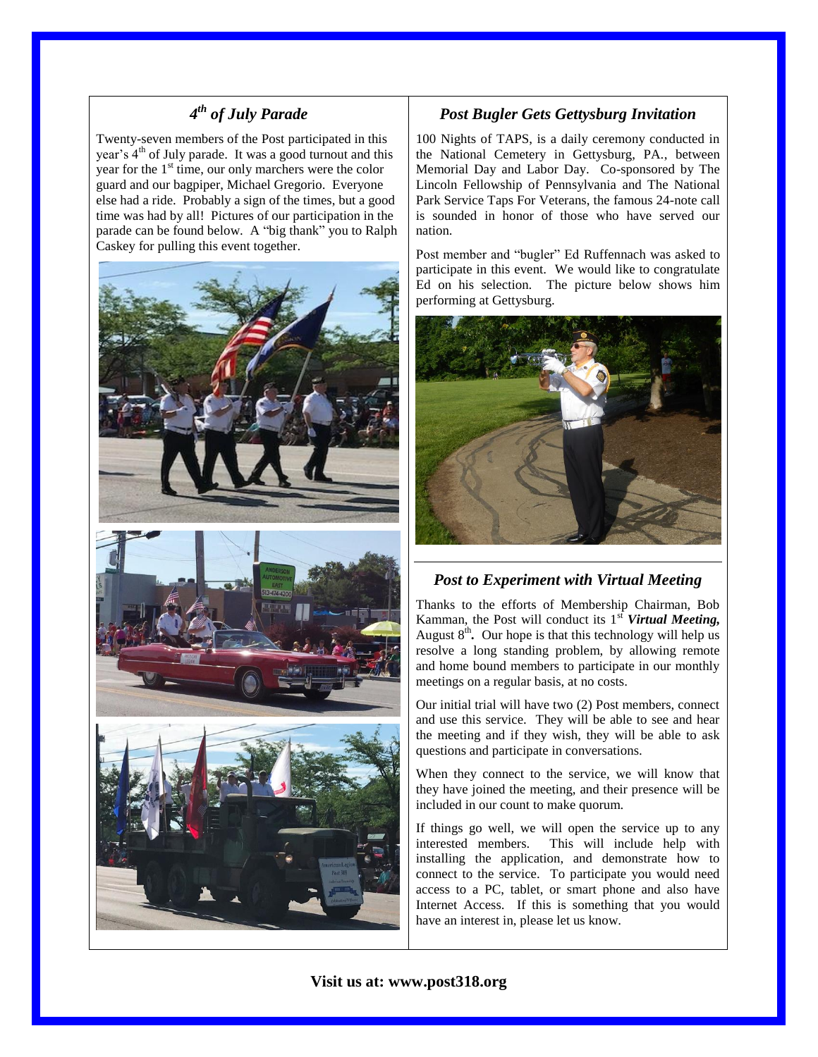## *4th of July Parade*

Twenty-seven members of the Post participated in this year's 4th of July parade. It was a good turnout and this year for the 1st time, our only marchers were the color guard and our bagpiper, Michael Gregorio. Everyone else had a ride. Probably a sign of the times, but a good time was had by all! Pictures of our participation in the parade can be found below. A "big thank" you to Ralph Caskey for pulling this event together.

## *Post Bugler Gets Gettysburg Invitation*

100 Nights of TAPS, is a daily ceremony conducted in the National Cemetery in Gettysburg, PA., between Memorial Day and Labor Day. Co-sponsored by The Lincoln Fellowship of Pennsylvania and The National Park Service Taps For Veterans, the famous 24-note call is sounded in honor of those who have served our nation.

Post member and "bugler" Ed Ruffennach was asked to participate in this event. We would like to congratulate Ed on his selection. The picture below shows him performing at Gettysburg.

## *Post to Experiment with Virtual Meeting*

Thanks to the efforts of Membership Chairman, Bob Kamman, the Post will conduct its 1st ***Virtual Meeting,*** August 8th**.** Our hope is that this technology will help us resolve a long standing problem, by allowing remote and home bound members to participate in our monthly meetings on a regular basis, at no costs.

Our initial trial will have two (2) Post members, connect and use this service. They will be able to see and hear the meeting and if they wish, they will be able to ask questions and participate in conversations.

When they connect to the service, we will know that they have joined the meeting, and their presence will be included in our count to make quorum.

If things go well, we will open the service up to any interested members. This will include help with installing the application, and demonstrate how to connect to the service. To participate you would need access to a PC, tablet, or smart phone and also have Internet Access. If this is something that you would have an interest in, please let us know.

**Visit us at: www.post318.org**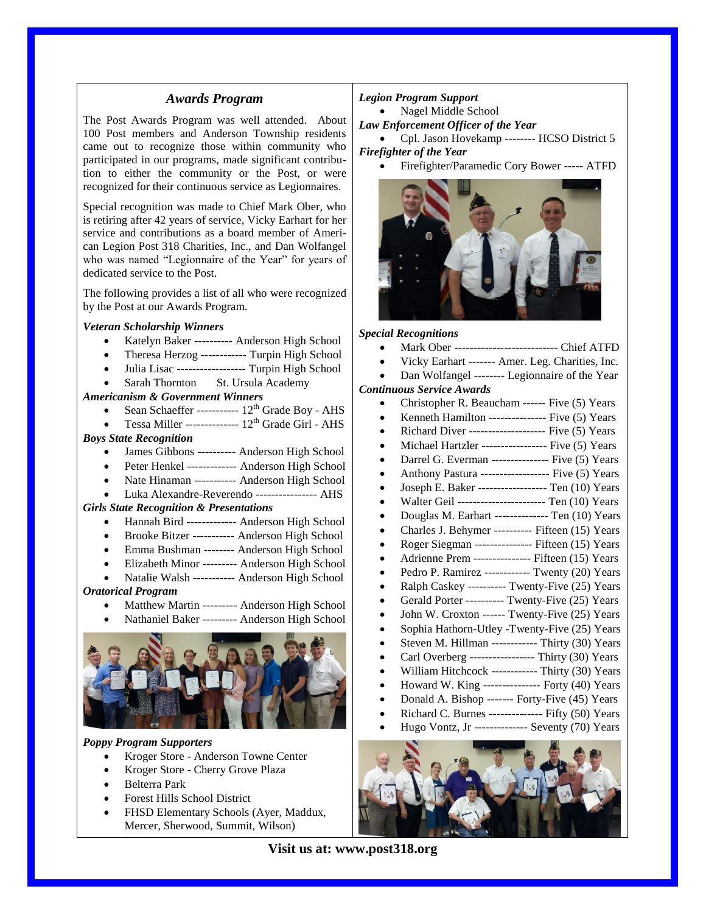## *Awards Program*

The Post Awards Program was well attended. About 100 Post members and Anderson Township residents came out to recognize those within community who participated in our programs, made significant contribution to either the community or the Post, or were recognized for their continuous service as Legionnaires.

Special recognition was made to Chief Mark Ober, who is retiring after 42 years of service, Vicky Earhart for her service and contributions as a board member of American Legion Post 318 Charities, Inc., and Dan Wolfangel who was named "Legionnaire of the Year" for years of dedicated service to the Post.

The following provides a list of all who were recognized by the Post at our Awards Program.

***Veteran Scholarship Winners***

- Katelyn Baker ---------- Anderson High School
- Theresa Herzog ------------ Turpin High School
- Julia Lisac ------------------ Turpin High School
- Sarah Thornton St. Ursula Academy

***Americanism & Government Winners***

- Sean Schaeffer ----------- 12th Grade Boy - AHS
- Tessa Miller -------------- 12th Grade Girl - AHS

***Boys State Recognition***

- James Gibbons ---------- Anderson High School
- Peter Henkel ------------- Anderson High School
- Nate Hinaman ----------- Anderson High School
- Luka Alexandre-Reverendo ---------------- AHS

***Girls State Recognition & Presentations***

- Hannah Bird ------------- Anderson High School
- Brooke Bitzer ----------- Anderson High School
- Emma Bushman -------- Anderson High School
- Elizabeth Minor --------- Anderson High School
- Natalie Walsh ----------- Anderson High School

***Oratorical Program***

- Matthew Martin --------- Anderson High School
- Nathaniel Baker --------- Anderson High School

***Poppy Program Supporters***

- Kroger Store - Anderson Towne Center
- Kroger Store - Cherry Grove Plaza
- Belterra Park
- Forest Hills School District
- FHSD Elementary Schools (Ayer, Maddux, Mercer, Sherwood, Summit, Wilson)

***Legion Program Support***

- Nagel Middle School

***Law Enforcement Officer of the Year***

- Cpl. Jason Hovekamp -------- HCSO District 5

***Firefighter of the Year***

- Firefighter/Paramedic Cory Bower ----- ATFD

***Special Recognitions***

- Mark Ober --------------------------- Chief ATFD
- Vicky Earhart ------- Amer. Leg. Charities, Inc.
- Dan Wolfangel -------- Legionnaire of the Year

***Continuous Service Awards***

- Christopher R. Beaucham ------ Five (5) Years
- Kenneth Hamilton --------------- Five (5) Years
- Richard Diver -------------------- Five (5) Years
- Michael Hartzler ----------------- Five (5) Years
- Darrel G. Everman --------------- Five (5) Years
- Anthony Pastura ------------------ Five (5) Years
- Joseph E. Baker ------------------ Ten (10) Years
- Walter Geil ----------------------- Ten (10) Years
- Douglas M. Earhart -------------- Ten (10) Years
- Charles J. Behymer ---------- Fifteen (15) Years
- Roger Siegman --------------- Fifteen (15) Years
- Adrienne Prem --------------- Fifteen (15) Years
- Pedro P. Ramirez ------------ Twenty (20) Years
- Ralph Caskey ---------- Twenty-Five (25) Years
- Gerald Porter ---------- Twenty-Five (25) Years
- John W. Croxton ------ Twenty-Five (25) Years
- Sophia Hathorn-Utley -Twenty-Five (25) Years
- Steven M. Hillman ------------ Thirty (30) Years
- Carl Overberg ----------------- Thirty (30) Years
- William Hitchcock ------------ Thirty (30) Years
- Howard W. King --------------- Forty (40) Years
- Donald A. Bishop ------- Forty-Five (45) Years
- Richard C. Burnes -------------- Fifty (50) Years
- Hugo Vontz, Jr -------------- Seventy (70) Years

**Visit us at: www.post318.org**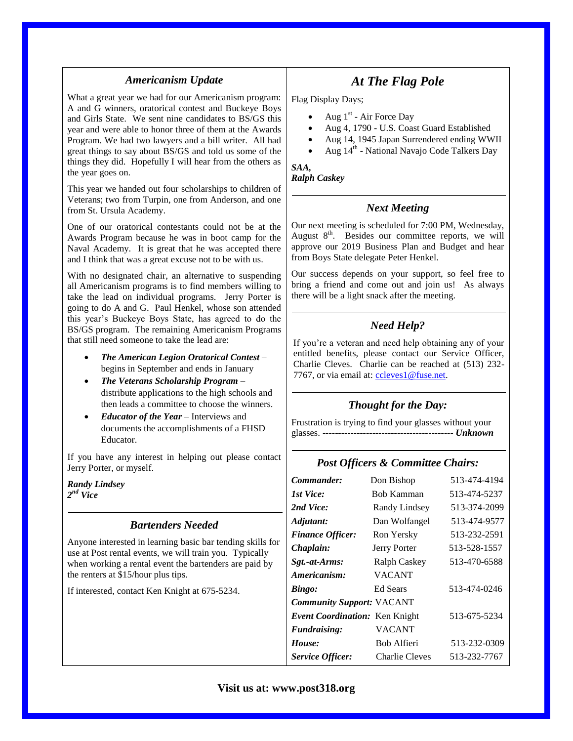## *Americanism Update*

What a great year we had for our Americanism program: A and G winners, oratorical contest and Buckeye Boys and Girls State. We sent nine candidates to BS/GS this year and were able to honor three of them at the Awards Program. We had two lawyers and a bill writer. All had great things to say about BS/GS and told us some of the things they did. Hopefully I will hear from the others as the year goes on.

This year we handed out four scholarships to children of Veterans; two from Turpin, one from Anderson, and one from St. Ursula Academy.

One of our oratorical contestants could not be at the Awards Program because he was in boot camp for the Naval Academy. It is great that he was accepted there and I think that was a great excuse not to be with us.

With no designated chair, an alternative to suspending all Americanism programs is to find members willing to take the lead on individual programs. Jerry Porter is going to do A and G. Paul Henkel, whose son attended this year's Buckeye Boys State, has agreed to do the BS/GS program. The remaining Americanism Programs that still need someone to take the lead are:

- ***The American Legion Oratorical Contest*** – begins in September and ends in January
- ***The Veterans Scholarship Program*** – distribute applications to the high schools and then leads a committee to choose the winners.
- ***Educator of the Year*** – Interviews and documents the accomplishments of a FHSD Educator.

If you have any interest in helping out please contact Jerry Porter, or myself.

***Randy Lindsey***
***2nd Vice***

## *Bartenders Needed*

Anyone interested in learning basic bar tending skills for use at Post rental events, we will train you. Typically when working a rental event the bartenders are paid by the renters at $15/hour plus tips.

If interested, contact Ken Knight at 675-5234.

## *At The Flag Pole*

Flag Display Days;

- Aug 1st - Air Force Day
- Aug 4, 1790 - U.S. Coast Guard Established
- Aug 14, 1945 Japan Surrendered ending WWII
- Aug 14th - National Navajo Code Talkers Day

***SAA,***
***Ralph Caskey***

## *Next Meeting*

Our next meeting is scheduled for 7:00 PM, Wednesday, August 8th. Besides our committee reports, we will approve our 2019 Business Plan and Budget and hear from Boys State delegate Peter Henkel.

Our success depends on your support, so feel free to bring a friend and come out and join us! As always there will be a light snack after the meeting.

## *Need Help?*

If you're a veteran and need help obtaining any of your entitled benefits, please contact our Service Officer, Charlie Cleves. Charlie can be reached at (513) 232-7767, or via email at: ccleves1@fuse.net.

## *Thought for the Day:*

Frustration is trying to find your glasses without your glasses. ------------------------------------------ ***Unknown***

## *Post Officers & Committee Chairs:*

| | | |
|---|---|---|
| ***Commander:*** | Don Bishop | 513-474-4194 |
| ***1st Vice:*** | Bob Kamman | 513-474-5237 |
| ***2nd Vice:*** | Randy Lindsey | 513-374-2099 |
| ***Adjutant:*** | Dan Wolfangel | 513-474-9577 |
| ***Finance Officer:*** | Ron Yersky | 513-232-2591 |
| ***Chaplain:*** | Jerry Porter | 513-528-1557 |
| ***Sgt.-at-Arms:*** | Ralph Caskey | 513-470-6588 |
| ***Americanism:*** | VACANT | |
| ***Bingo:*** | Ed Sears | 513-474-0246 |
| ***Community Support:*** | VACANT | |
| ***Event Coordination:*** | Ken Knight | 513-675-5234 |
| ***Fundraising:*** | VACANT | |
| ***House:*** | Bob Alfieri | 513-232-0309 |
| ***Service Officer:*** | Charlie Cleves | 513-232-7767 |

**Visit us at: www.post318.org**